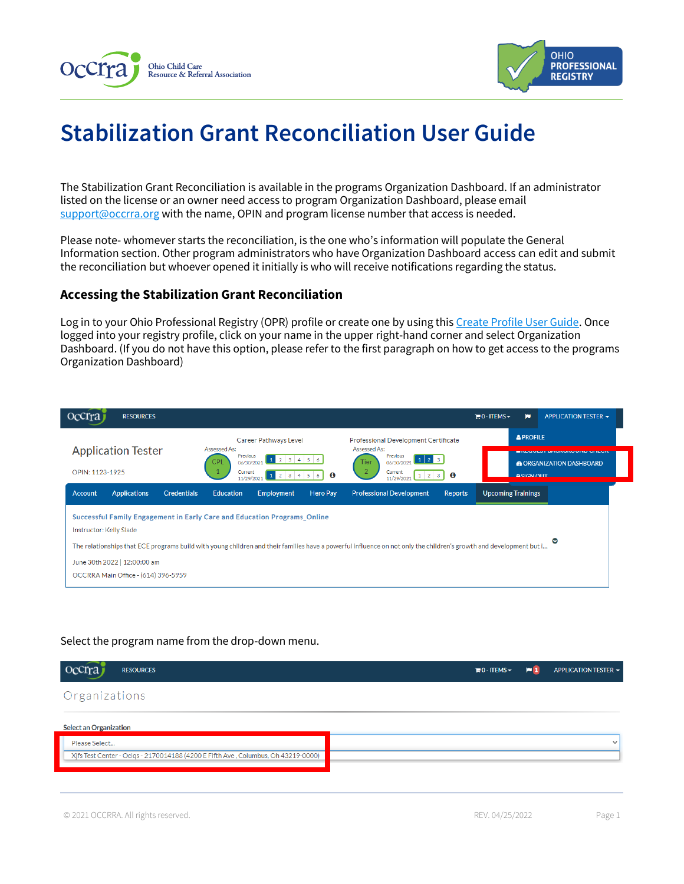# Stabilization Grant Reconciliation User Guide

The Stabilization Grant Reconciliation is available in the programs Organization Dashboard. If an administrator listed on the license or an owner need access to program Organization Dashboard, please email support@occrra.org with the name, OPIN and program license number that access is needed.

Please note- whomever starts the reconciliation, is the one who's information will populate the General Information section. Other program administrators who have Organization Dashboard access can edit and submit the reconciliation but whoever opened it initially is who will receive notifications regarding the status.

### Accessing the Stabilization Grant Reconciliation

Log in to your Ohio Professional Registry (OPR) profile or create one by using this Create Profile User Guide. Once logged into your registry profile, click on your name in the upper right-hand corner and select Organization Dashboard. (If you do not have this option, please refer to the first paragraph on how to get access to the programs Organization Dashboard)

Select the program name from the drop-down menu.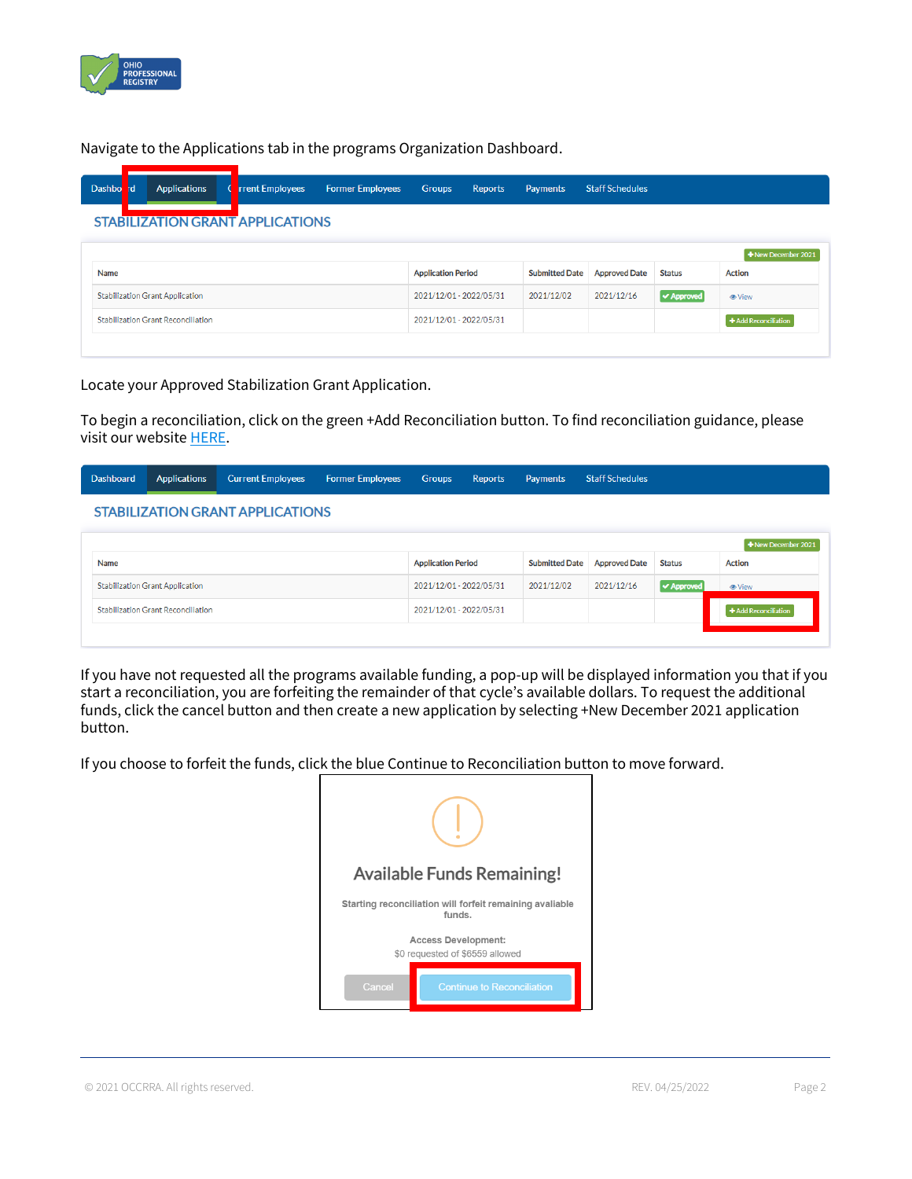Navigate to the Applications tab in the programs Organization Dashboard.

Dashboard | Applications | Current Employees | Former Employees | Groups | Reports | Payments | Staff Schedules

## STABILIZATION GRANT APPLICATIONS

+New December 2021

| Name | Application Period | Submitted Date | Approved Date | Status | Action |
|---|---|---|---|---|---|
| Stabilization Grant Application | 2021/12/01 - 2022/05/31 | 2021/12/02 | 2021/12/16 | ✔ Approved | View |
| Stabilization Grant Reconciliation | 2021/12/01 - 2022/05/31 | | | | +Add Reconciliation |

Locate your Approved Stabilization Grant Application.

To begin a reconciliation, click on the green +Add Reconciliation button. To find reconciliation guidance, please visit our website HERE.

Dashboard | Applications | Current Employees | Former Employees | Groups | Reports | Payments | Staff Schedules

## STABILIZATION GRANT APPLICATIONS

+New December 2021

| Name | Application Period | Submitted Date | Approved Date | Status | Action |
|---|---|---|---|---|---|
| Stabilization Grant Application | 2021/12/01 - 2022/05/31 | 2021/12/02 | 2021/12/16 | ✔ Approved | View |
| Stabilization Grant Reconciliation | 2021/12/01 - 2022/05/31 | | | | +Add Reconciliation |

If you have not requested all the programs available funding, a pop-up will be displayed information you that if you start a reconciliation, you are forfeiting the remainder of that cycle's available dollars. To request the additional funds, click the cancel button and then create a new application by selecting +New December 2021 application button.

If you choose to forfeit the funds, click the blue Continue to Reconciliation button to move forward.

**Available Funds Remaining!**

Starting reconciliation will forfeit remaining available funds.

Access Development:
$0 requested of $6559 allowed

Cancel | Continue to Reconciliation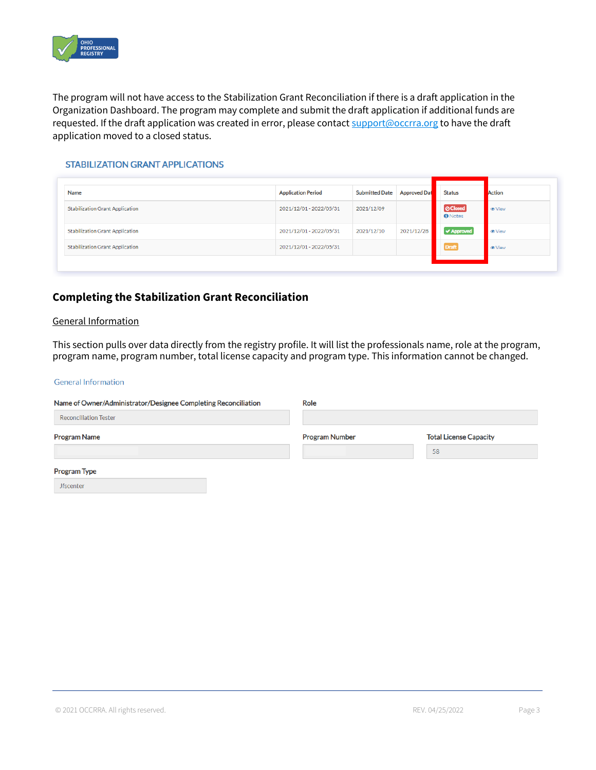The program will not have access to the Stabilization Grant Reconciliation if there is a draft application in the Organization Dashboard. The program may complete and submit the draft application if additional funds are requested. If the draft application was created in error, please contact support@occrra.org to have the draft application moved to a closed status.

STABILIZATION GRANT APPLICATIONS

| Name | Application Period | Submitted Date | Approved Date | Status | Action |
|---|---|---|---|---|---|
| Stabilization Grant Application | 2021/12/01 - 2022/05/31 | 2021/12/09 | | Closed<br>Notes | View |
| Stabilization Grant Application | 2021/12/01 - 2022/05/31 | 2021/12/10 | 2021/12/28 | Approved | View |
| Stabilization Grant Application | 2021/12/01 - 2022/05/31 | | | Draft | View |

## Completing the Stabilization Grant Reconciliation

General Information

This section pulls over data directly from the registry profile. It will list the professionals name, role at the program, program name, program number, total license capacity and program type. This information cannot be changed.

General Information

| Field | Value |
|---|---|
| Name of Owner/Administrator/Designee Completing Reconciliation | Reconciliation Tester |
| Role | |
| Program Name | |
| Program Number | |
| Total License Capacity | 58 |
| Program Type | Jfscenter |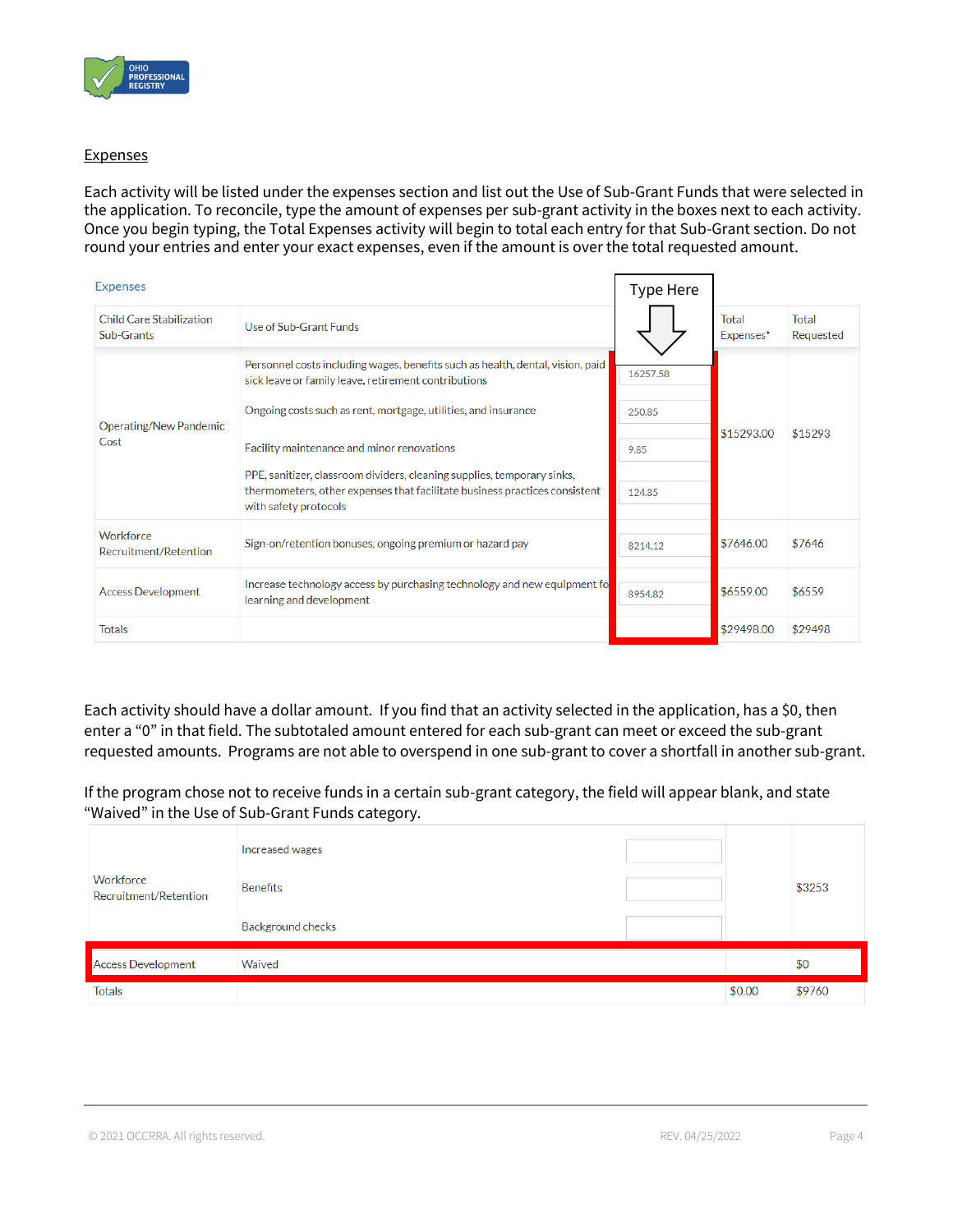Expenses

Each activity will be listed under the expenses section and list out the Use of Sub-Grant Funds that were selected in the application. To reconcile, type the amount of expenses per sub-grant activity in the boxes next to each activity. Once you begin typing, the Total Expenses activity will begin to total each entry for that Sub-Grant section. Do not round your entries and enter your exact expenses, even if the amount is over the total requested amount.

Expenses

| Child Care Stabilization Sub-Grants | Use of Sub-Grant Funds | Type Here | Total Expenses* | Total Requested |
|---|---|---|---|---|
| Operating/New Pandemic Cost | Personnel costs including wages, benefits such as health, dental, vision, paid sick leave or family leave, retirement contributions | 16257.58 | $15293.00 | $15293 |
| | Ongoing costs such as rent, mortgage, utilities, and insurance | 250.85 | | |
| | Facility maintenance and minor renovations | 9.85 | | |
| | PPE, sanitizer, classroom dividers, cleaning supplies, temporary sinks, thermometers, other expenses that facilitate business practices consistent with safety protocols | 124.85 | | |
| Workforce Recruitment/Retention | Sign-on/retention bonuses, ongoing premium or hazard pay | 8214.12 | $7646.00 | $7646 |
| Access Development | Increase technology access by purchasing technology and new equipment for learning and development | 8954.82 | $6559.00 | $6559 |
| Totals | | | $29498.00 | $29498 |

Each activity should have a dollar amount. If you find that an activity selected in the application, has a $0, then enter a "0" in that field. The subtotaled amount entered for each sub-grant can meet or exceed the sub-grant requested amounts. Programs are not able to overspend in one sub-grant to cover a shortfall in another sub-grant.

If the program chose not to receive funds in a certain sub-grant category, the field will appear blank, and state "Waived" in the Use of Sub-Grant Funds category.

| | | | | |
|---|---|---|---|---|
| Workforce Recruitment/Retention | Increased wages | | | $3253 |
| | Benefits | | | |
| | Background checks | | | |
| Access Development | Waived | | | $0 |
| Totals | | | $0.00 | $9760 |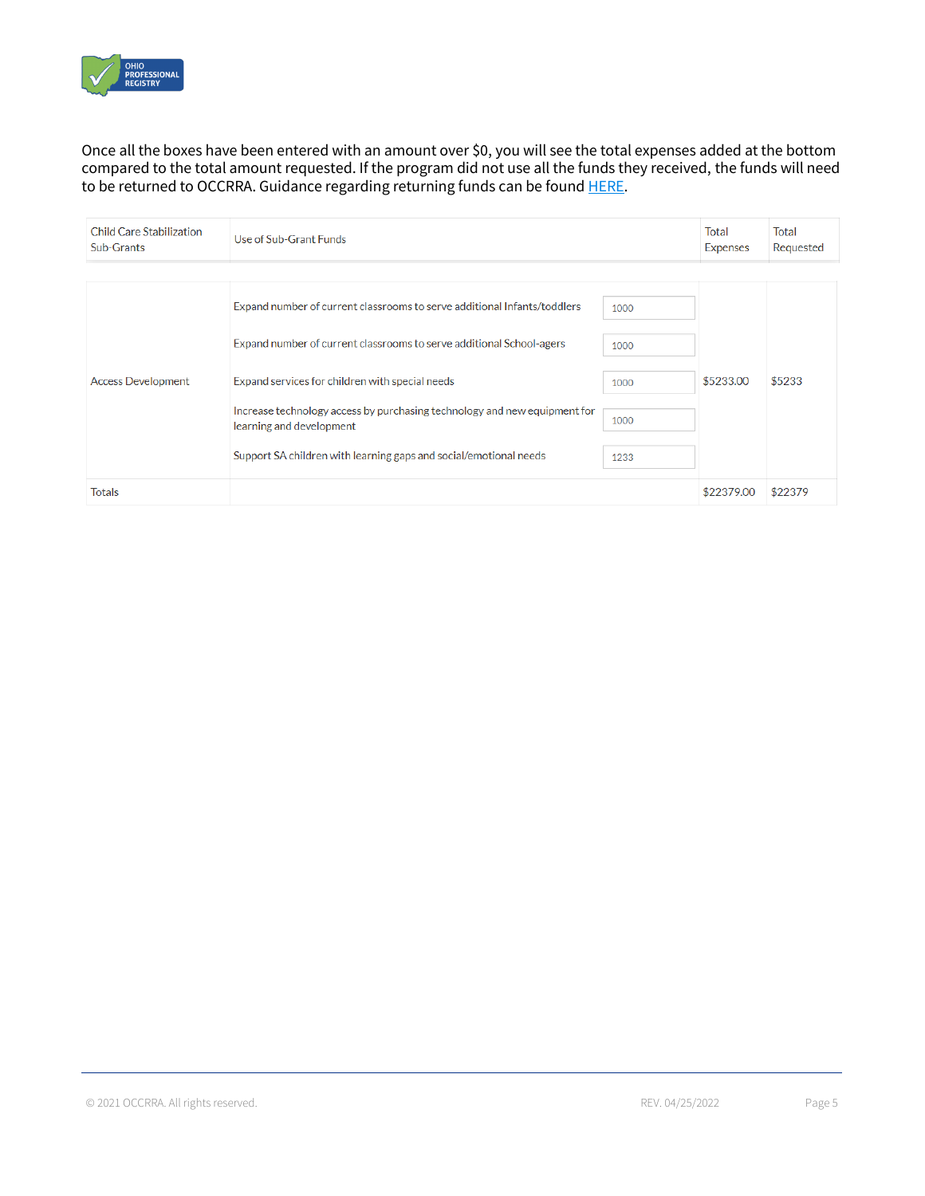Once all the boxes have been entered with an amount over $0, you will see the total expenses added at the bottom compared to the total amount requested. If the program did not use all the funds they received, the funds will need to be returned to OCCRRA. Guidance regarding returning funds can be found HERE.

| Child Care Stabilization Sub-Grants | Use of Sub-Grant Funds | | Total Expenses | Total Requested |
|---|---|---|---|---|
| Access Development | Expand number of current classrooms to serve additional Infants/toddlers | 1000 | $5233.00 | $5233 |
| | Expand number of current classrooms to serve additional School-agers | 1000 | | |
| | Expand services for children with special needs | 1000 | | |
| | Increase technology access by purchasing technology and new equipment for learning and development | 1000 | | |
| | Support SA children with learning gaps and social/emotional needs | 1233 | | |
| Totals | | | $22379.00 | $22379 |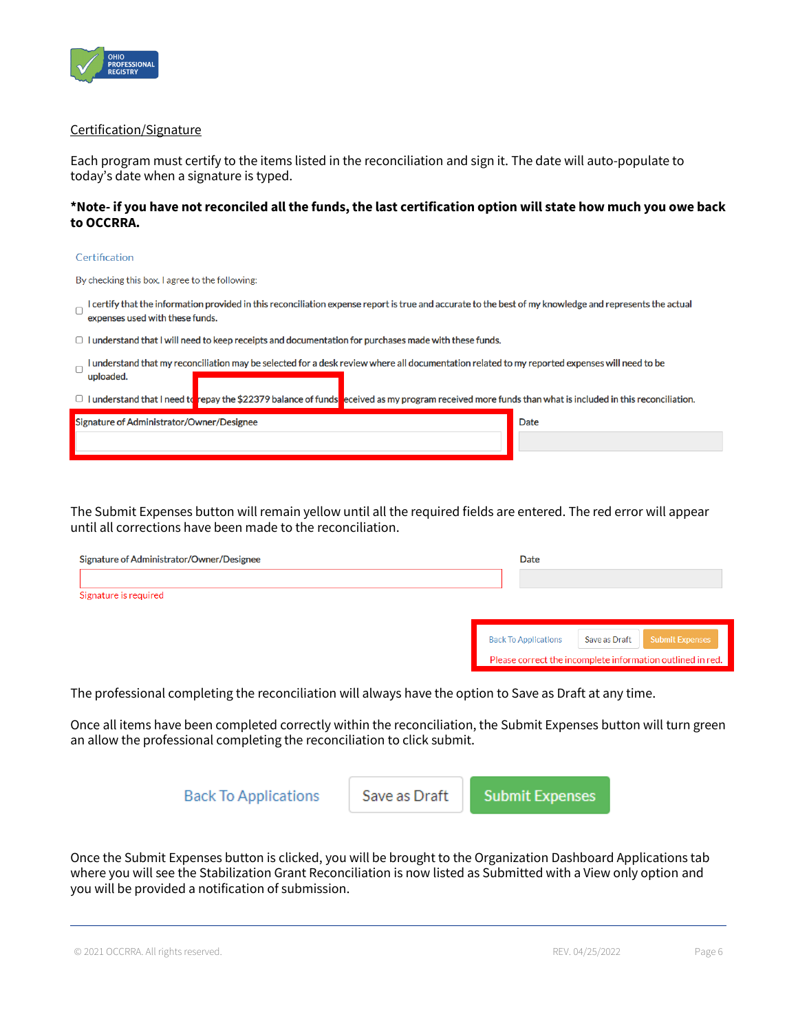Certification/Signature

Each program must certify to the items listed in the reconciliation and sign it. The date will auto-populate to today's date when a signature is typed.

**\*Note- if you have not reconciled all the funds, the last certification option will state how much you owe back to OCCRRA.**

Certification

By checking this box, I agree to the following:

- ☐ I certify that the information provided in this reconciliation expense report is true and accurate to the best of my knowledge and represents the actual expenses used with these funds.
- ☐ I understand that I will need to keep receipts and documentation for purchases made with these funds.
- ☐ I understand that my reconciliation may be selected for a desk review where all documentation related to my reported expenses will need to be uploaded.
- ☐ I understand that I need to repay the $22379 balance of funds received as my program received more funds than what is included in this reconciliation.

Signature of Administrator/Owner/Designee | Date

The Submit Expenses button will remain yellow until all the required fields are entered. The red error will appear until all corrections have been made to the reconciliation.

Signature of Administrator/Owner/Designee | Date

Signature is required

Back To Applications | Save as Draft | Submit Expenses

Please correct the incomplete information outlined in red.

The professional completing the reconciliation will always have the option to Save as Draft at any time.

Once all items have been completed correctly within the reconciliation, the Submit Expenses button will turn green an allow the professional completing the reconciliation to click submit.

Back To Applications | Save as Draft | Submit Expenses

Once the Submit Expenses button is clicked, you will be brought to the Organization Dashboard Applications tab where you will see the Stabilization Grant Reconciliation is now listed as Submitted with a View only option and you will be provided a notification of submission.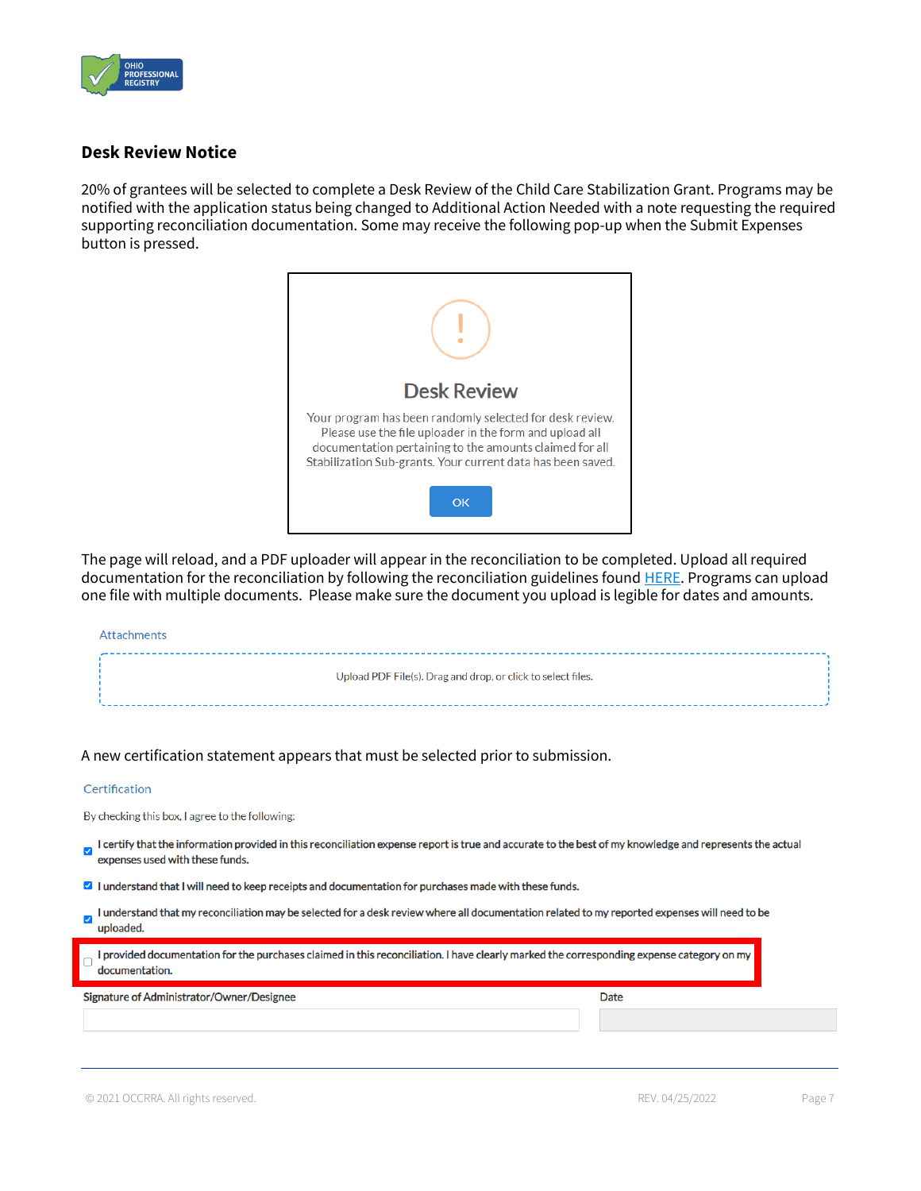## Desk Review Notice

20% of grantees will be selected to complete a Desk Review of the Child Care Stabilization Grant. Programs may be notified with the application status being changed to Additional Action Needed with a note requesting the required supporting reconciliation documentation. Some may receive the following pop-up when the Submit Expenses button is pressed.

> **Desk Review**
>
> Your program has been randomly selected for desk review. Please use the file uploader in the form and upload all documentation pertaining to the amounts claimed for all Stabilization Sub-grants. Your current data has been saved.
>
> OK

The page will reload, and a PDF uploader will appear in the reconciliation to be completed. Upload all required documentation for the reconciliation by following the reconciliation guidelines found HERE. Programs can upload one file with multiple documents. Please make sure the document you upload is legible for dates and amounts.

> Attachments
>
> Upload PDF File(s). Drag and drop, or click to select files.

A new certification statement appears that must be selected prior to submission.

> Certification
>
> By checking this box, I agree to the following:
>
> - [x] I certify that the information provided in this reconciliation expense report is true and accurate to the best of my knowledge and represents the actual expenses used with these funds.
> - [x] I understand that I will need to keep receipts and documentation for purchases made with these funds.
> - [x] I understand that my reconciliation may be selected for a desk review where all documentation related to my reported expenses will need to be uploaded.
> - [ ] I provided documentation for the purchases claimed in this reconciliation. I have clearly marked the corresponding expense category on my documentation.
>
> Signature of Administrator/Owner/Designee | Date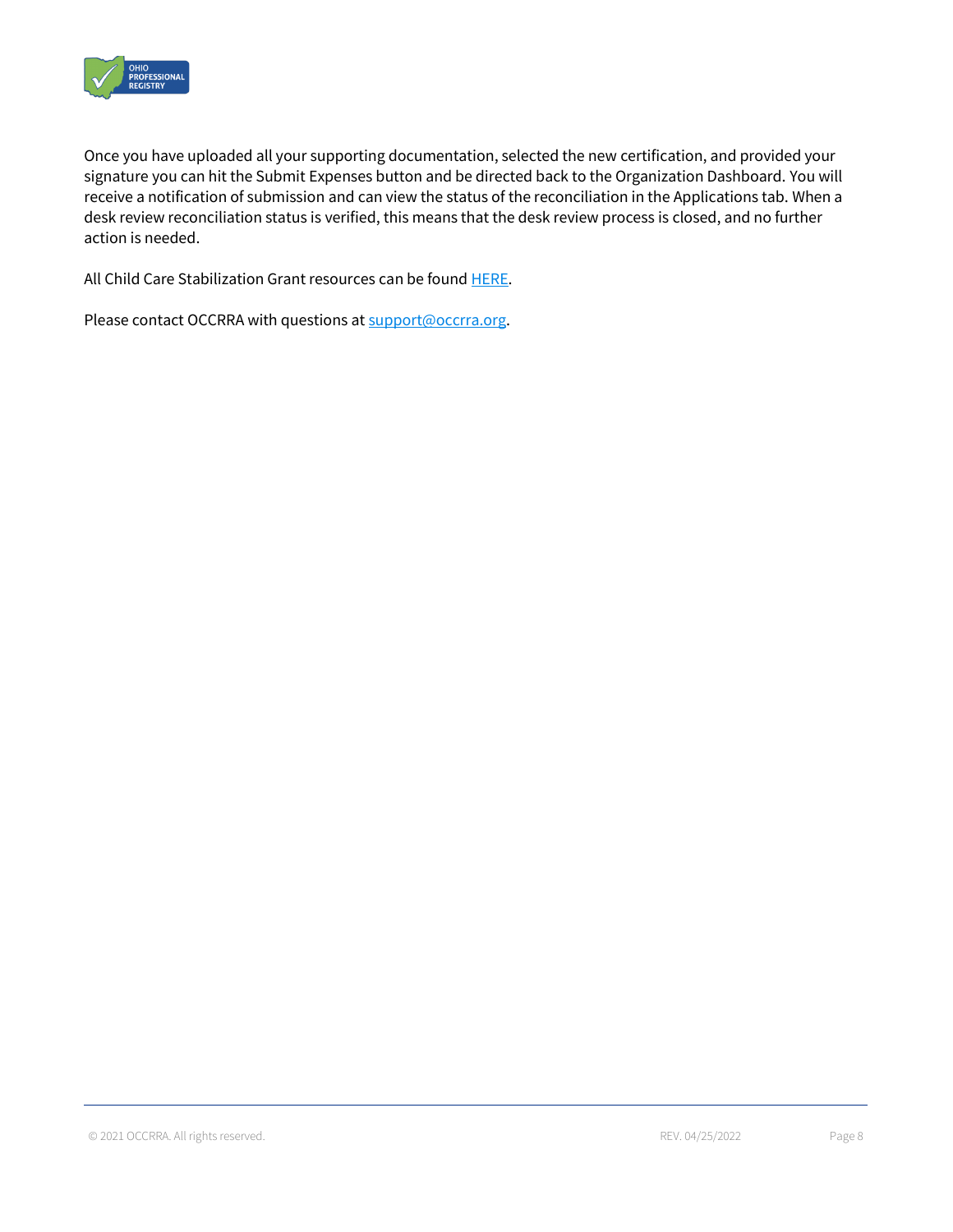Once you have uploaded all your supporting documentation, selected the new certification, and provided your signature you can hit the Submit Expenses button and be directed back to the Organization Dashboard. You will receive a notification of submission and can view the status of the reconciliation in the Applications tab. When a desk review reconciliation status is verified, this means that the desk review process is closed, and no further action is needed.

All Child Care Stabilization Grant resources can be found HERE.

Please contact OCCRRA with questions at support@occrra.org.